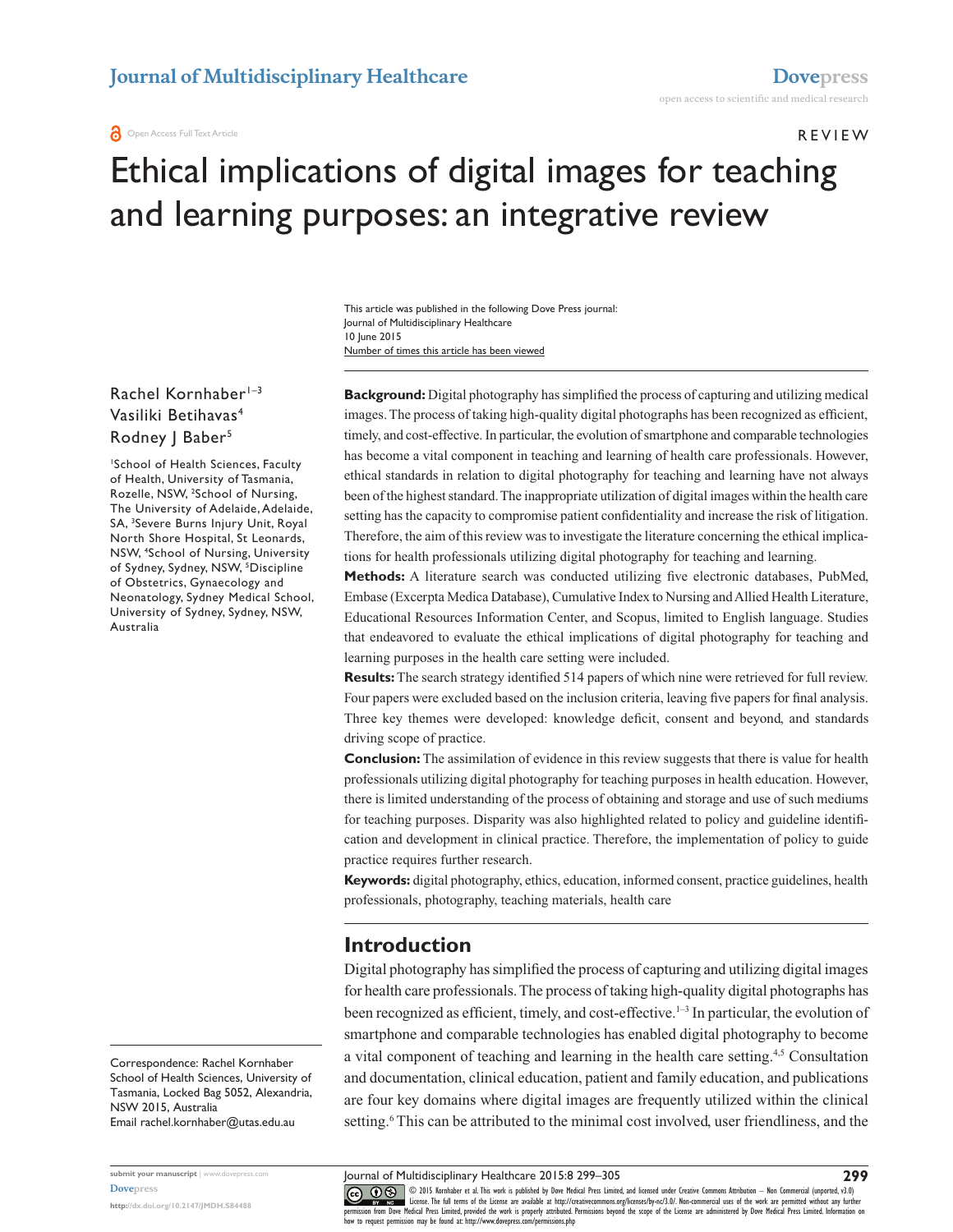Open Access Full Text Article

REVIEW

# Ethical implications of digital images for teaching and learning purposes: an integrative review

This article was published in the following Dove Press journal:
Journal of Multidisciplinary Healthcare
10 June 2015
Number of times this article has been viewed

Rachel Kornhaber[1–3]
Vasiliki Betihavas[4]
Rodney J Baber[5]

[1]School of Health Sciences, Faculty of Health, University of Tasmania, Rozelle, NSW, [2]School of Nursing, The University of Adelaide, Adelaide, SA, [3]Severe Burns Injury Unit, Royal North Shore Hospital, St Leonards, NSW, [4]School of Nursing, University of Sydney, Sydney, NSW, [5]Discipline of Obstetrics, Gynaecology and Neonatology, Sydney Medical School, University of Sydney, Sydney, NSW, Australia

**Background:** Digital photography has simplified the process of capturing and utilizing medical images. The process of taking high-quality digital photographs has been recognized as efficient, timely, and cost-effective. In particular, the evolution of smartphone and comparable technologies has become a vital component in teaching and learning of health care professionals. However, ethical standards in relation to digital photography for teaching and learning have not always been of the highest standard. The inappropriate utilization of digital images within the health care setting has the capacity to compromise patient confidentiality and increase the risk of litigation. Therefore, the aim of this review was to investigate the literature concerning the ethical implications for health professionals utilizing digital photography for teaching and learning.

**Methods:** A literature search was conducted utilizing five electronic databases, PubMed, Embase (Excerpta Medica Database), Cumulative Index to Nursing and Allied Health Literature, Educational Resources Information Center, and Scopus, limited to English language. Studies that endeavored to evaluate the ethical implications of digital photography for teaching and learning purposes in the health care setting were included.

**Results:** The search strategy identified 514 papers of which nine were retrieved for full review. Four papers were excluded based on the inclusion criteria, leaving five papers for final analysis. Three key themes were developed: knowledge deficit, consent and beyond, and standards driving scope of practice.

**Conclusion:** The assimilation of evidence in this review suggests that there is value for health professionals utilizing digital photography for teaching purposes in health education. However, there is limited understanding of the process of obtaining and storage and use of such mediums for teaching purposes. Disparity was also highlighted related to policy and guideline identification and development in clinical practice. Therefore, the implementation of policy to guide practice requires further research.

**Keywords:** digital photography, ethics, education, informed consent, practice guidelines, health professionals, photography, teaching materials, health care

## Introduction

Digital photography has simplified the process of capturing and utilizing digital images for health care professionals. The process of taking high-quality digital photographs has been recognized as efficient, timely, and cost-effective.[1–3] In particular, the evolution of smartphone and comparable technologies has enabled digital photography to become a vital component of teaching and learning in the health care setting.[4,5] Consultation and documentation, clinical education, patient and family education, and publications are four key domains where digital images are frequently utilized within the clinical setting.[6] This can be attributed to the minimal cost involved, user friendliness, and the

Correspondence: Rachel Kornhaber
School of Health Sciences, University of Tasmania, Locked Bag 5052, Alexandria, NSW 2015, Australia
Email rachel.kornhaber@utas.edu.au

© 2015 Kornhaber et al. This work is published by Dove Medical Press Limited, and licensed under Creative Commons Attribution – Non Commercial (unported, v3.0) License. The full terms of the License are available at http://creativecommons.org/licenses/by-nc/3.0/. Non-commercial uses of the work are permitted without any further permission from Dove Medical Press Limited, provided the work is properly attributed. Permissions beyond the scope of the License are administered by Dove Medical Press Limited. Information on how to request permission may be found at: http://www.dovepress.com/permissions.php

http://dx.doi.org/10.2147/JMDH.S84488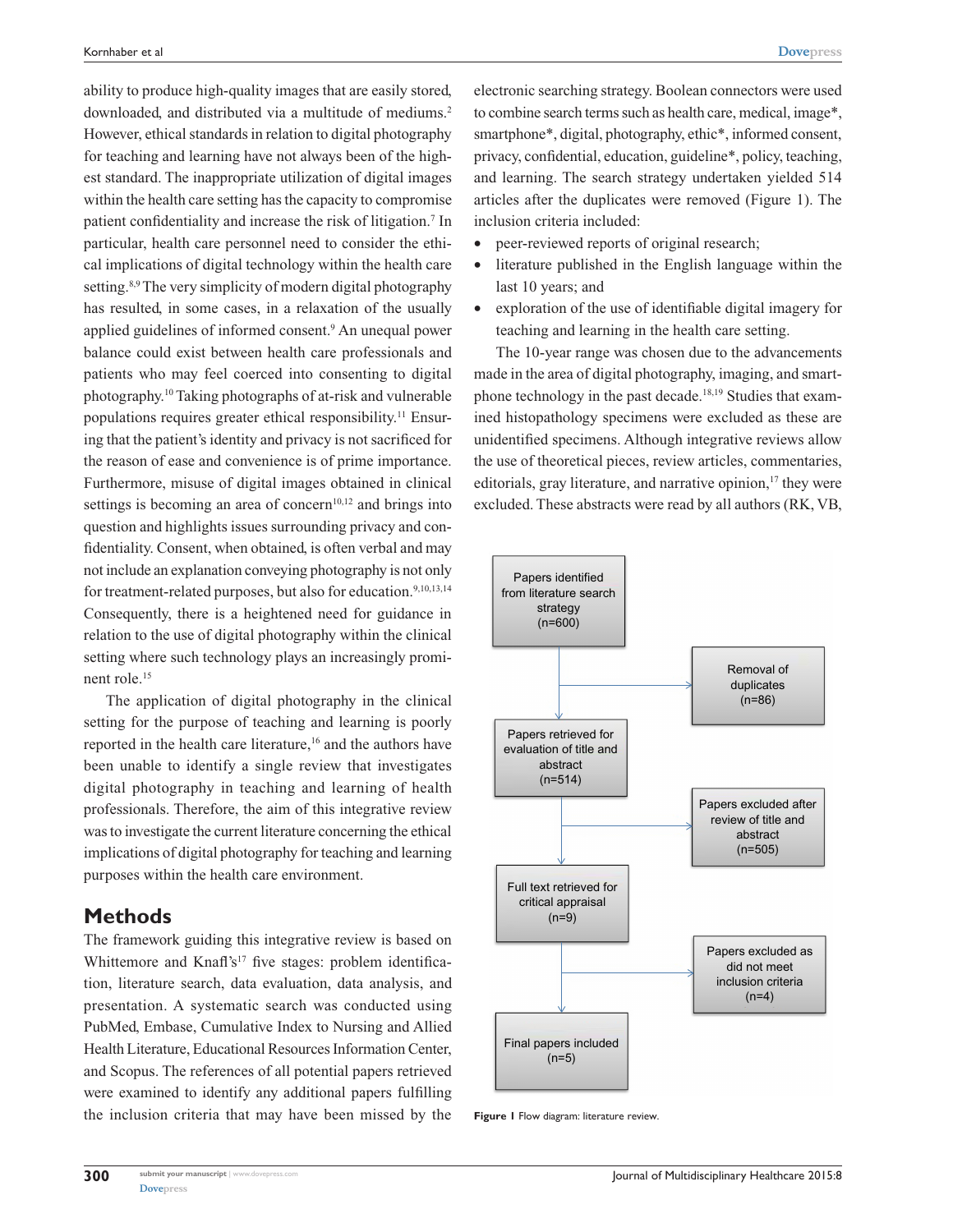ability to produce high-quality images that are easily stored, downloaded, and distributed via a multitude of mediums.[2] However, ethical standards in relation to digital photography for teaching and learning have not always been of the highest standard. The inappropriate utilization of digital images within the health care setting has the capacity to compromise patient confidentiality and increase the risk of litigation.[7] In particular, health care personnel need to consider the ethical implications of digital technology within the health care setting.[8,9] The very simplicity of modern digital photography has resulted, in some cases, in a relaxation of the usually applied guidelines of informed consent.[9] An unequal power balance could exist between health care professionals and patients who may feel coerced into consenting to digital photography.[10] Taking photographs of at-risk and vulnerable populations requires greater ethical responsibility.[11] Ensuring that the patient's identity and privacy is not sacrificed for the reason of ease and convenience is of prime importance. Furthermore, misuse of digital images obtained in clinical settings is becoming an area of concern[10,12] and brings into question and highlights issues surrounding privacy and confidentiality. Consent, when obtained, is often verbal and may not include an explanation conveying photography is not only for treatment-related purposes, but also for education.[9,10,13,14] Consequently, there is a heightened need for guidance in relation to the use of digital photography within the clinical setting where such technology plays an increasingly prominent role.[15]

The application of digital photography in the clinical setting for the purpose of teaching and learning is poorly reported in the health care literature,[16] and the authors have been unable to identify a single review that investigates digital photography in teaching and learning of health professionals. Therefore, the aim of this integrative review was to investigate the current literature concerning the ethical implications of digital photography for teaching and learning purposes within the health care environment.

## Methods

The framework guiding this integrative review is based on Whittemore and Knafl's[17] five stages: problem identification, literature search, data evaluation, data analysis, and presentation. A systematic search was conducted using PubMed, Embase, Cumulative Index to Nursing and Allied Health Literature, Educational Resources Information Center, and Scopus. The references of all potential papers retrieved were examined to identify any additional papers fulfilling the inclusion criteria that may have been missed by the electronic searching strategy. Boolean connectors were used to combine search terms such as health care, medical, image*, smartphone*, digital, photography, ethic*, informed consent, privacy, confidential, education, guideline*, policy, teaching, and learning. The search strategy undertaken yielded 514 articles after the duplicates were removed (Figure 1). The inclusion criteria included:

- peer-reviewed reports of original research;
- literature published in the English language within the last 10 years; and
- exploration of the use of identifiable digital imagery for teaching and learning in the health care setting.

The 10-year range was chosen due to the advancements made in the area of digital photography, imaging, and smartphone technology in the past decade.[18,19] Studies that examined histopathology specimens were excluded as these are unidentified specimens. Although integrative reviews allow the use of theoretical pieces, review articles, commentaries, editorials, gray literature, and narrative opinion,[17] they were excluded. These abstracts were read by all authors (RK, VB,

Papers identified from literature search strategy (n=600) → Removal of duplicates (n=86)

Papers retrieved for evaluation of title and abstract (n=514) → Papers excluded after review of title and abstract (n=505)

Full text retrieved for critical appraisal (n=9) → Papers excluded as did not meet inclusion criteria (n=4)

Final papers included (n=5)

**Figure 1** Flow diagram: literature review.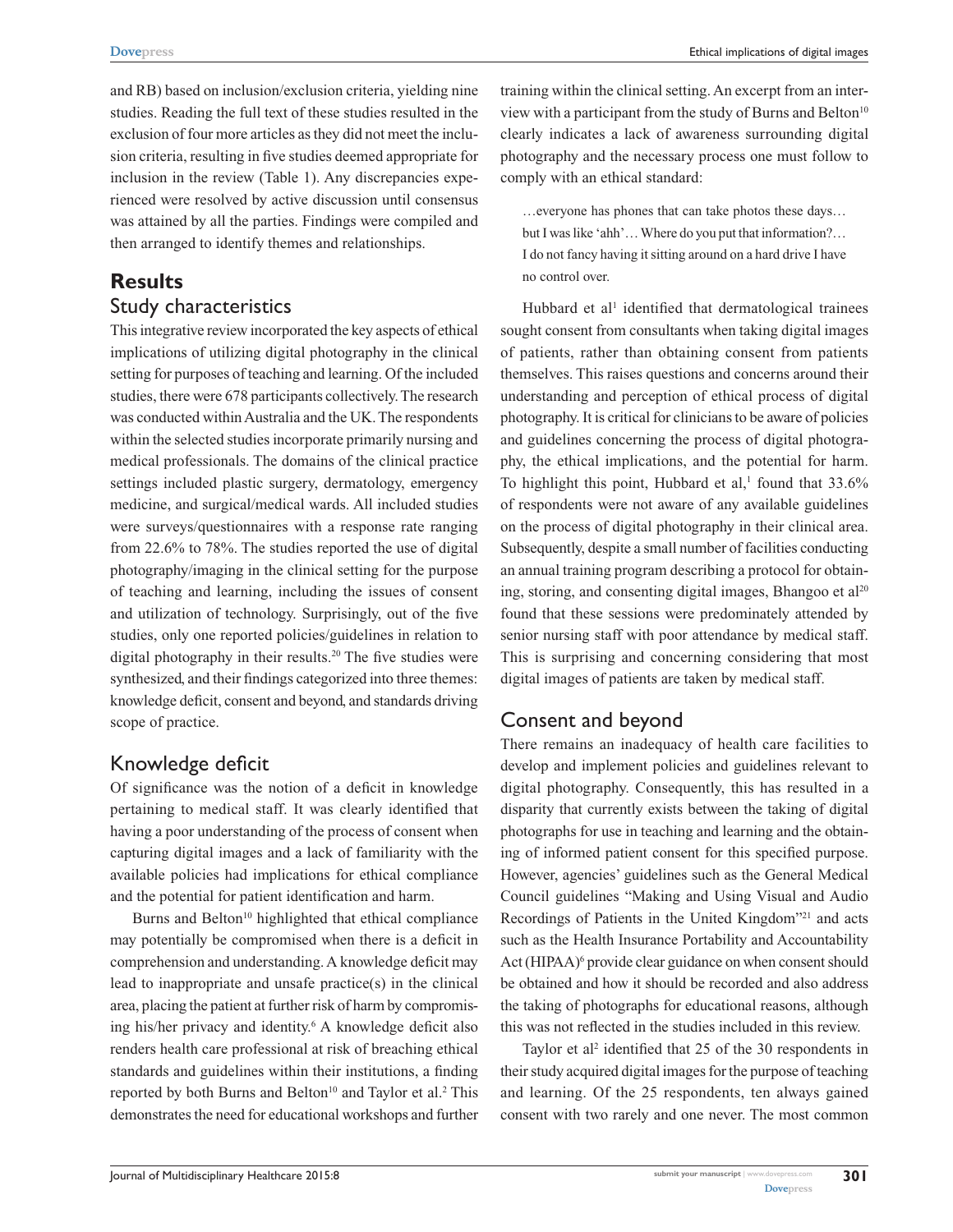and RB) based on inclusion/exclusion criteria, yielding nine studies. Reading the full text of these studies resulted in the exclusion of four more articles as they did not meet the inclusion criteria, resulting in five studies deemed appropriate for inclusion in the review (Table 1). Any discrepancies experienced were resolved by active discussion until consensus was attained by all the parties. Findings were compiled and then arranged to identify themes and relationships.

## Results

### Study characteristics

This integrative review incorporated the key aspects of ethical implications of utilizing digital photography in the clinical setting for purposes of teaching and learning. Of the included studies, there were 678 participants collectively. The research was conducted within Australia and the UK. The respondents within the selected studies incorporate primarily nursing and medical professionals. The domains of the clinical practice settings included plastic surgery, dermatology, emergency medicine, and surgical/medical wards. All included studies were surveys/questionnaires with a response rate ranging from 22.6% to 78%. The studies reported the use of digital photography/imaging in the clinical setting for the purpose of teaching and learning, including the issues of consent and utilization of technology. Surprisingly, out of the five studies, only one reported policies/guidelines in relation to digital photography in their results.[20] The five studies were synthesized, and their findings categorized into three themes: knowledge deficit, consent and beyond, and standards driving scope of practice.

### Knowledge deficit

Of significance was the notion of a deficit in knowledge pertaining to medical staff. It was clearly identified that having a poor understanding of the process of consent when capturing digital images and a lack of familiarity with the available policies had implications for ethical compliance and the potential for patient identification and harm.

Burns and Belton[10] highlighted that ethical compliance may potentially be compromised when there is a deficit in comprehension and understanding. A knowledge deficit may lead to inappropriate and unsafe practice(s) in the clinical area, placing the patient at further risk of harm by compromising his/her privacy and identity.[6] A knowledge deficit also renders health care professional at risk of breaching ethical standards and guidelines within their institutions, a finding reported by both Burns and Belton[10] and Taylor et al.[2] This demonstrates the need for educational workshops and further training within the clinical setting. An excerpt from an interview with a participant from the study of Burns and Belton[10] clearly indicates a lack of awareness surrounding digital photography and the necessary process one must follow to comply with an ethical standard:

> …everyone has phones that can take photos these days… but I was like 'ahh'… Where do you put that information?… I do not fancy having it sitting around on a hard drive I have no control over.

Hubbard et al[1] identified that dermatological trainees sought consent from consultants when taking digital images of patients, rather than obtaining consent from patients themselves. This raises questions and concerns around their understanding and perception of ethical process of digital photography. It is critical for clinicians to be aware of policies and guidelines concerning the process of digital photography, the ethical implications, and the potential for harm. To highlight this point, Hubbard et al,[1] found that 33.6% of respondents were not aware of any available guidelines on the process of digital photography in their clinical area. Subsequently, despite a small number of facilities conducting an annual training program describing a protocol for obtaining, storing, and consenting digital images, Bhangoo et al[20] found that these sessions were predominately attended by senior nursing staff with poor attendance by medical staff. This is surprising and concerning considering that most digital images of patients are taken by medical staff.

### Consent and beyond

There remains an inadequacy of health care facilities to develop and implement policies and guidelines relevant to digital photography. Consequently, this has resulted in a disparity that currently exists between the taking of digital photographs for use in teaching and learning and the obtaining of informed patient consent for this specified purpose. However, agencies' guidelines such as the General Medical Council guidelines "Making and Using Visual and Audio Recordings of Patients in the United Kingdom"[21] and acts such as the Health Insurance Portability and Accountability Act (HIPAA)[6] provide clear guidance on when consent should be obtained and how it should be recorded and also address the taking of photographs for educational reasons, although this was not reflected in the studies included in this review.

Taylor et al[2] identified that 25 of the 30 respondents in their study acquired digital images for the purpose of teaching and learning. Of the 25 respondents, ten always gained consent with two rarely and one never. The most common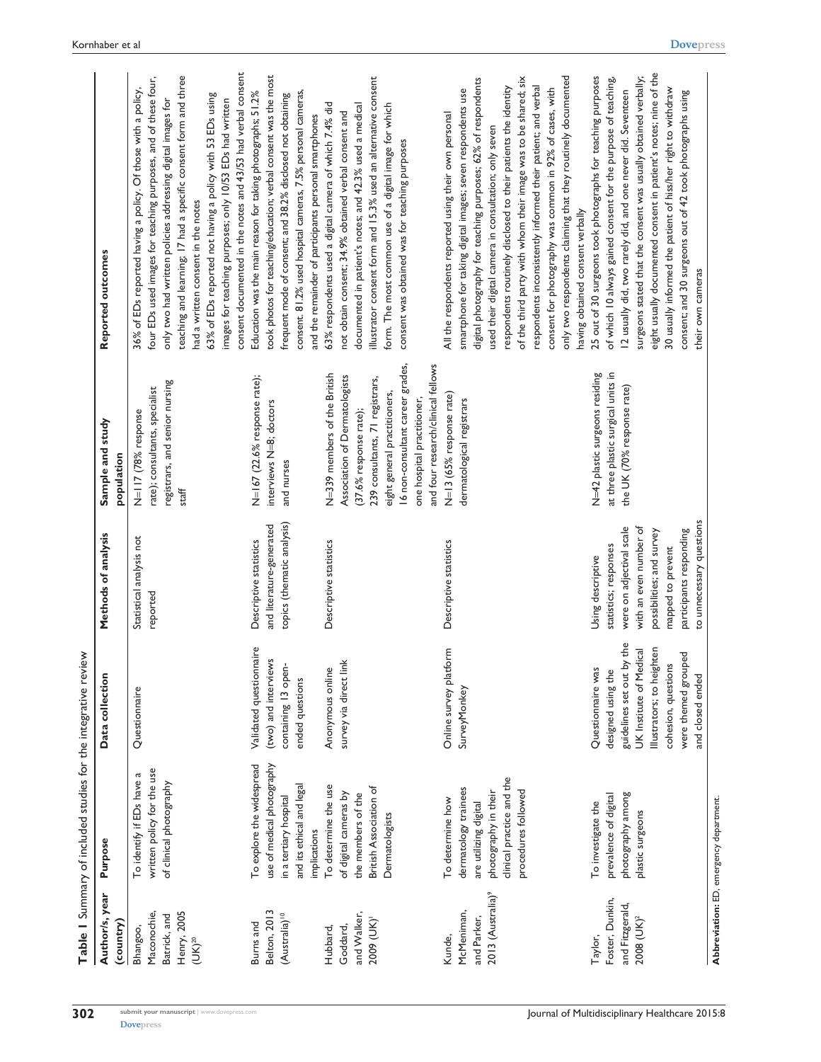**Table 1** Summary of included studies for the integrative review

| Author/s, year (country) | Purpose | Data collection | Methods of analysis | Sample and study population | Reported outcomes |
|---|---|---|---|---|---|
| Bhangoo, Maconochie, Batrick, and Henry, 2005 (UK)[20] | To identify if EDs have a written policy for the use of clinical photography | Questionnaire | Statistical analysis not reported | N=117 (78% response rate); consultants, specialist registrars, and senior nursing staff | 36% of EDs reported having a policy. Of those with a policy, four EDs used images for teaching purposes, and of these four, only two had written policies addressing digital images for teaching and learning; 17 had a specific consent form and three had a written consent in the notes<br>63% of EDs reported not having a policy with 53 EDs using images for teaching purposes; only 10/53 EDs had written consent documented in the notes and 43/53 had verbal consent |
| Burns and Belton, 2013 (Australia)[10] | To explore the widespread use of medical photography in a tertiary hospital and its ethical and legal implications | Validated questionnaire (two) and interviews containing 13 open-ended questions | Descriptive statistics and literature-generated topics (thematic analysis) | N=167 (22.6% response rate); interviews N=8; doctors and nurses | Education was the main reason for taking photographs; 51.2% took photos for teaching/education; verbal consent was the most frequent mode of consent; and 38.2% disclosed not obtaining consent. 81.2% used hospital cameras, 7.5% personal cameras, and the remainder of participants personal smartphones |
| Hubbard, Goddard, and Walker, 2009 (UK)[1] | To determine the use of digital cameras by the members of the British Association of Dermatologists | Anonymous online survey via direct link | Descriptive statistics | N=339 members of the British Association of Dermatologists (37.6% response rate); 239 consultants, 71 registrars, eight general practitioners, 16 non-consultant career grades, one hospital practitioner, and four research/clinical fellows | 63% respondents used a digital camera of which 7.4% did not obtain consent; 34.9% obtained verbal consent and documented in patient's notes; and 42.3% used a medical illustrator consent form and 15.3% used an alternative consent form. The most common use of a digital image for which consent was obtained was for teaching purposes |
| Kunde, McMeniman, and Parker, 2013 (Australia)[9] | To determine how dermatology trainees are utilizing digital photography in their clinical practice and the procedures followed | Online survey platform SurveyMonkey | Descriptive statistics | N=13 (65% response rate) dermatological registrars | All the respondents reported using their own personal smartphone for taking digital images; seven respondents use digital photography for teaching purposes; 62% of respondents used their digital camera in consultation; only seven respondents routinely disclosed to their patients the identity of the third party with whom their image was to be shared; six respondents inconsistently informed their patient; and verbal consent for photography was common in 92% of cases, with only two respondents claiming that they routinely documented having obtained consent verbally |
| Taylor, Foster, Dunkin, and Fitzgerald, 2008 (UK)[2] | To investigate the prevalence of digital photography among plastic surgeons | Questionnaire was designed using the guidelines set out by the UK Institute of Medical Illustrators; to heighten cohesion, questions were themed grouped and closed ended | Using descriptive statistics; responses were on adjectival scale with an even number of possibilities; and survey mapped to prevent participants responding to unnecessary questions | N=42 plastic surgeons residing at three plastic surgical units in the UK (70% response rate) | 25 out of 30 surgeons took photographs for teaching purposes of which 10 always gained consent for the purpose of teaching, 12 usually did, two rarely did, and one never did. Seventeen surgeons stated that the consent was usually obtained verbally; eight usually documented consent in patient's notes; nine of the 30 usually informed the patient of hiss/her right to withdraw consent; and 30 surgeons out of 42 took photographs using their own cameras |

**Abbreviation:** ED, emergency department.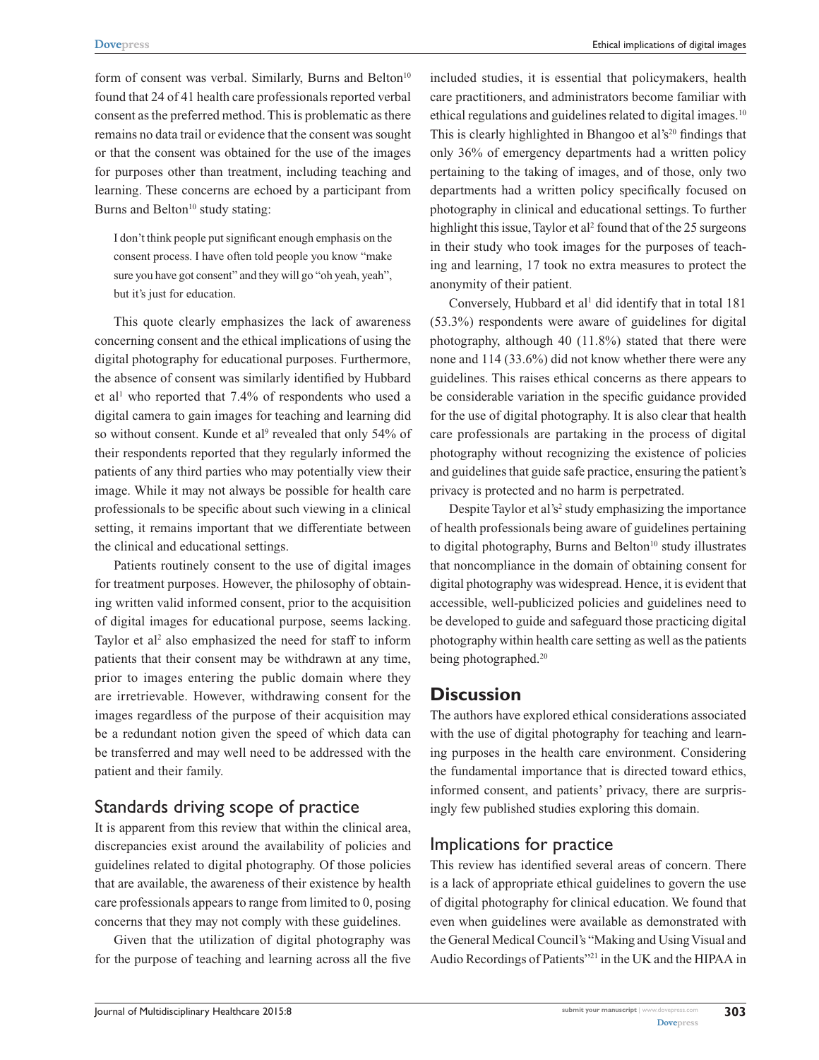form of consent was verbal. Similarly, Burns and Belton[10] found that 24 of 41 health care professionals reported verbal consent as the preferred method. This is problematic as there remains no data trail or evidence that the consent was sought or that the consent was obtained for the use of the images for purposes other than treatment, including teaching and learning. These concerns are echoed by a participant from Burns and Belton[10] study stating:

> I don't think people put significant enough emphasis on the consent process. I have often told people you know "make sure you have got consent" and they will go "oh yeah, yeah", but it's just for education.

This quote clearly emphasizes the lack of awareness concerning consent and the ethical implications of using the digital photography for educational purposes. Furthermore, the absence of consent was similarly identified by Hubbard et al[1] who reported that 7.4% of respondents who used a digital camera to gain images for teaching and learning did so without consent. Kunde et al[9] revealed that only 54% of their respondents reported that they regularly informed the patients of any third parties who may potentially view their image. While it may not always be possible for health care professionals to be specific about such viewing in a clinical setting, it remains important that we differentiate between the clinical and educational settings.

Patients routinely consent to the use of digital images for treatment purposes. However, the philosophy of obtaining written valid informed consent, prior to the acquisition of digital images for educational purpose, seems lacking. Taylor et al[2] also emphasized the need for staff to inform patients that their consent may be withdrawn at any time, prior to images entering the public domain where they are irretrievable. However, withdrawing consent for the images regardless of the purpose of their acquisition may be a redundant notion given the speed of which data can be transferred and may well need to be addressed with the patient and their family.

## Standards driving scope of practice

It is apparent from this review that within the clinical area, discrepancies exist around the availability of policies and guidelines related to digital photography. Of those policies that are available, the awareness of their existence by health care professionals appears to range from limited to 0, posing concerns that they may not comply with these guidelines.

Given that the utilization of digital photography was for the purpose of teaching and learning across all the five included studies, it is essential that policymakers, health care practitioners, and administrators become familiar with ethical regulations and guidelines related to digital images.[10] This is clearly highlighted in Bhangoo et al's[20] findings that only 36% of emergency departments had a written policy pertaining to the taking of images, and of those, only two departments had a written policy specifically focused on photography in clinical and educational settings. To further highlight this issue, Taylor et al[2] found that of the 25 surgeons in their study who took images for the purposes of teaching and learning, 17 took no extra measures to protect the anonymity of their patient.

Conversely, Hubbard et al[1] did identify that in total 181 (53.3%) respondents were aware of guidelines for digital photography, although 40 (11.8%) stated that there were none and 114 (33.6%) did not know whether there were any guidelines. This raises ethical concerns as there appears to be considerable variation in the specific guidance provided for the use of digital photography. It is also clear that health care professionals are partaking in the process of digital photography without recognizing the existence of policies and guidelines that guide safe practice, ensuring the patient's privacy is protected and no harm is perpetrated.

Despite Taylor et al's[2] study emphasizing the importance of health professionals being aware of guidelines pertaining to digital photography, Burns and Belton[10] study illustrates that noncompliance in the domain of obtaining consent for digital photography was widespread. Hence, it is evident that accessible, well-publicized policies and guidelines need to be developed to guide and safeguard those practicing digital photography within health care setting as well as the patients being photographed.[20]

# Discussion

The authors have explored ethical considerations associated with the use of digital photography for teaching and learning purposes in the health care environment. Considering the fundamental importance that is directed toward ethics, informed consent, and patients' privacy, there are surprisingly few published studies exploring this domain.

## Implications for practice

This review has identified several areas of concern. There is a lack of appropriate ethical guidelines to govern the use of digital photography for clinical education. We found that even when guidelines were available as demonstrated with the General Medical Council's "Making and Using Visual and Audio Recordings of Patients"[21] in the UK and the HIPAA in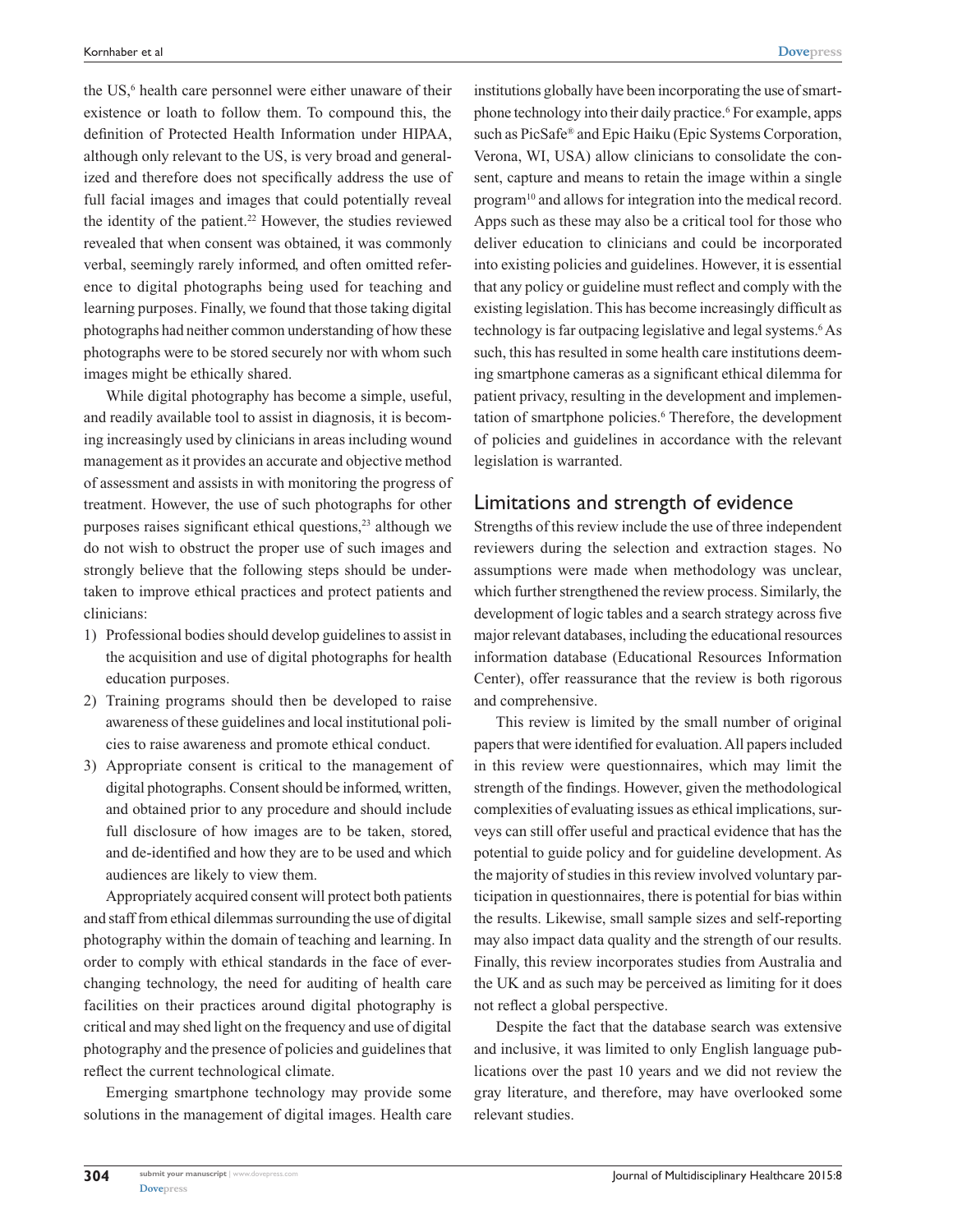the US,[6] health care personnel were either unaware of their existence or loath to follow them. To compound this, the definition of Protected Health Information under HIPAA, although only relevant to the US, is very broad and generalized and therefore does not specifically address the use of full facial images and images that could potentially reveal the identity of the patient.[22] However, the studies reviewed revealed that when consent was obtained, it was commonly verbal, seemingly rarely informed, and often omitted reference to digital photographs being used for teaching and learning purposes. Finally, we found that those taking digital photographs had neither common understanding of how these photographs were to be stored securely nor with whom such images might be ethically shared.

While digital photography has become a simple, useful, and readily available tool to assist in diagnosis, it is becoming increasingly used by clinicians in areas including wound management as it provides an accurate and objective method of assessment and assists in with monitoring the progress of treatment. However, the use of such photographs for other purposes raises significant ethical questions,[23] although we do not wish to obstruct the proper use of such images and strongly believe that the following steps should be undertaken to improve ethical practices and protect patients and clinicians:

1) Professional bodies should develop guidelines to assist in the acquisition and use of digital photographs for health education purposes.
2) Training programs should then be developed to raise awareness of these guidelines and local institutional policies to raise awareness and promote ethical conduct.
3) Appropriate consent is critical to the management of digital photographs. Consent should be informed, written, and obtained prior to any procedure and should include full disclosure of how images are to be taken, stored, and de-identified and how they are to be used and which audiences are likely to view them.

Appropriately acquired consent will protect both patients and staff from ethical dilemmas surrounding the use of digital photography within the domain of teaching and learning. In order to comply with ethical standards in the face of ever-changing technology, the need for auditing of health care facilities on their practices around digital photography is critical and may shed light on the frequency and use of digital photography and the presence of policies and guidelines that reflect the current technological climate.

Emerging smartphone technology may provide some solutions in the management of digital images. Health care institutions globally have been incorporating the use of smartphone technology into their daily practice.[6] For example, apps such as PicSafe® and Epic Haiku (Epic Systems Corporation, Verona, WI, USA) allow clinicians to consolidate the consent, capture and means to retain the image within a single program[10] and allows for integration into the medical record. Apps such as these may also be a critical tool for those who deliver education to clinicians and could be incorporated into existing policies and guidelines. However, it is essential that any policy or guideline must reflect and comply with the existing legislation. This has become increasingly difficult as technology is far outpacing legislative and legal systems.[6] As such, this has resulted in some health care institutions deeming smartphone cameras as a significant ethical dilemma for patient privacy, resulting in the development and implementation of smartphone policies.[6] Therefore, the development of policies and guidelines in accordance with the relevant legislation is warranted.

## Limitations and strength of evidence

Strengths of this review include the use of three independent reviewers during the selection and extraction stages. No assumptions were made when methodology was unclear, which further strengthened the review process. Similarly, the development of logic tables and a search strategy across five major relevant databases, including the educational resources information database (Educational Resources Information Center), offer reassurance that the review is both rigorous and comprehensive.

This review is limited by the small number of original papers that were identified for evaluation. All papers included in this review were questionnaires, which may limit the strength of the findings. However, given the methodological complexities of evaluating issues as ethical implications, surveys can still offer useful and practical evidence that has the potential to guide policy and for guideline development. As the majority of studies in this review involved voluntary participation in questionnaires, there is potential for bias within the results. Likewise, small sample sizes and self-reporting may also impact data quality and the strength of our results. Finally, this review incorporates studies from Australia and the UK and as such may be perceived as limiting for it does not reflect a global perspective.

Despite the fact that the database search was extensive and inclusive, it was limited to only English language publications over the past 10 years and we did not review the gray literature, and therefore, may have overlooked some relevant studies.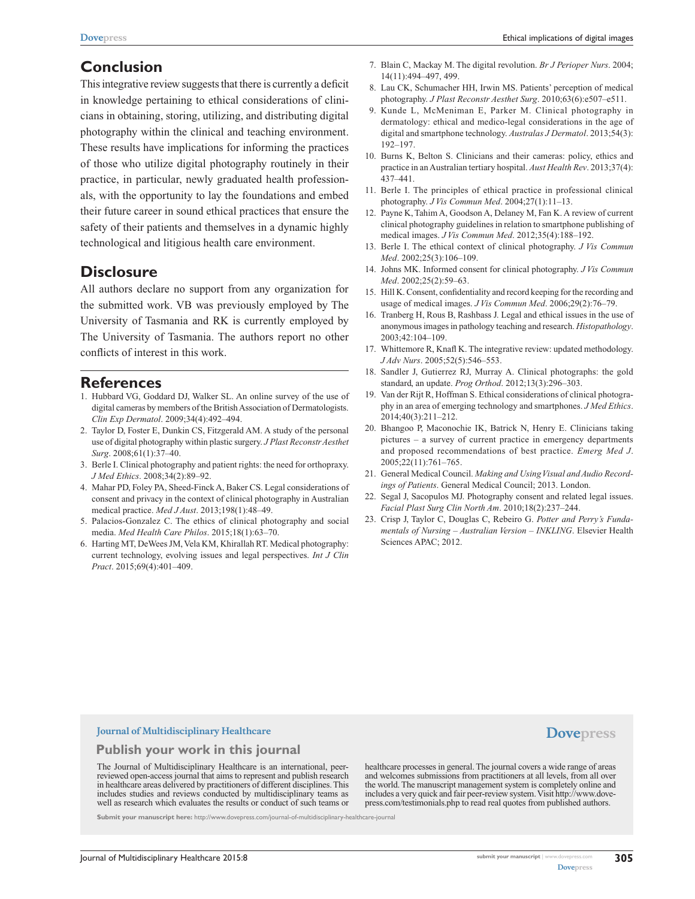## Conclusion

This integrative review suggests that there is currently a deficit in knowledge pertaining to ethical considerations of clinicians in obtaining, storing, utilizing, and distributing digital photography within the clinical and teaching environment. These results have implications for informing the practices of those who utilize digital photography routinely in their practice, in particular, newly graduated health professionals, with the opportunity to lay the foundations and embed their future career in sound ethical practices that ensure the safety of their patients and themselves in a dynamic highly technological and litigious health care environment.

## Disclosure

All authors declare no support from any organization for the submitted work. VB was previously employed by The University of Tasmania and RK is currently employed by The University of Tasmania. The authors report no other conflicts of interest in this work.

## References

1. Hubbard VG, Goddard DJ, Walker SL. An online survey of the use of digital cameras by members of the British Association of Dermatologists. *Clin Exp Dermatol*. 2009;34(4):492–494.
2. Taylor D, Foster E, Dunkin CS, Fitzgerald AM. A study of the personal use of digital photography within plastic surgery. *J Plast Reconstr Aesthet Surg*. 2008;61(1):37–40.
3. Berle I. Clinical photography and patient rights: the need for orthopraxy. *J Med Ethics*. 2008;34(2):89–92.
4. Mahar PD, Foley PA, Sheed-Finck A, Baker CS. Legal considerations of consent and privacy in the context of clinical photography in Australian medical practice. *Med J Aust*. 2013;198(1):48–49.
5. Palacios-Gonzalez C. The ethics of clinical photography and social media. *Med Health Care Philos*. 2015;18(1):63–70.
6. Harting MT, DeWees JM, Vela KM, Khirallah RT. Medical photography: current technology, evolving issues and legal perspectives. *Int J Clin Pract*. 2015;69(4):401–409.
7. Blain C, Mackay M. The digital revolution. *Br J Perioper Nurs*. 2004; 14(11):494–497, 499.
8. Lau CK, Schumacher HH, Irwin MS. Patients' perception of medical photography. *J Plast Reconstr Aesthet Surg*. 2010;63(6):e507–e511.
9. Kunde L, McMeniman E, Parker M. Clinical photography in dermatology: ethical and medico-legal considerations in the age of digital and smartphone technology. *Australas J Dermatol*. 2013;54(3): 192–197.
10. Burns K, Belton S. Clinicians and their cameras: policy, ethics and practice in an Australian tertiary hospital. *Aust Health Rev*. 2013;37(4): 437–441.
11. Berle I. The principles of ethical practice in professional clinical photography. *J Vis Commun Med*. 2004;27(1):11–13.
12. Payne K, Tahim A, Goodson A, Delaney M, Fan K. A review of current clinical photography guidelines in relation to smartphone publishing of medical images. *J Vis Commun Med*. 2012;35(4):188–192.
13. Berle I. The ethical context of clinical photography. *J Vis Commun Med*. 2002;25(3):106–109.
14. Johns MK. Informed consent for clinical photography. *J Vis Commun Med*. 2002;25(2):59–63.
15. Hill K. Consent, confidentiality and record keeping for the recording and usage of medical images. *J Vis Commun Med*. 2006;29(2):76–79.
16. Tranberg H, Rous B, Rashbass J. Legal and ethical issues in the use of anonymous images in pathology teaching and research. *Histopathology*. 2003;42:104–109.
17. Whittemore R, Knafl K. The integrative review: updated methodology. *J Adv Nurs*. 2005;52(5):546–553.
18. Sandler J, Gutierrez RJ, Murray A. Clinical photographs: the gold standard, an update. *Prog Orthod*. 2012;13(3):296–303.
19. Van der Rijt R, Hoffman S. Ethical considerations of clinical photography in an area of emerging technology and smartphones. *J Med Ethics*. 2014;40(3):211–212.
20. Bhangoo P, Maconochie IK, Batrick N, Henry E. Clinicians taking pictures – a survey of current practice in emergency departments and proposed recommendations of best practice. *Emerg Med J*. 2005;22(11):761–765.
21. General Medical Council. *Making and Using Visual and Audio Recordings of Patients*. General Medical Council; 2013. London.
22. Segal J, Sacopulos MJ. Photography consent and related legal issues. *Facial Plast Surg Clin North Am*. 2010;18(2):237–244.
23. Crisp J, Taylor C, Douglas C, Rebeiro G. *Potter and Perry's Fundamentals of Nursing – Australian Version – INKLING*. Elsevier Health Sciences APAC; 2012.

**Journal of Multidisciplinary Healthcare**

**Publish your work in this journal**

The Journal of Multidisciplinary Healthcare is an international, peer-reviewed open-access journal that aims to represent and publish research in healthcare areas delivered by practitioners of different disciplines. This includes studies and reviews conducted by multidisciplinary teams as well as research which evaluates the results or conduct of such teams or healthcare processes in general. The journal covers a wide range of areas and welcomes submissions from practitioners at all levels, from all over the world. The manuscript management system is completely online and includes a very quick and fair peer-review system. Visit http://www.dovepress.com/testimonials.php to read real quotes from published authors.

**Submit your manuscript here:** http://www.dovepress.com/journal-of-multidisciplinary-healthcare-journal